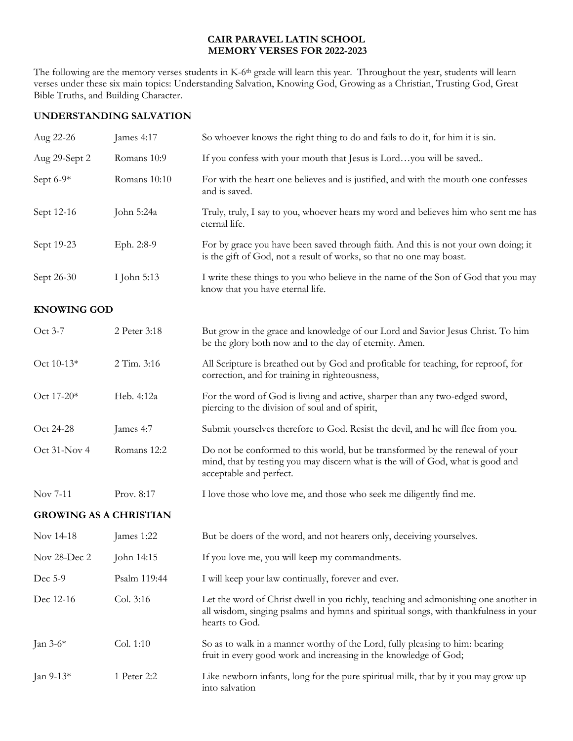# CAIR PARAVEL LATIN SCHOOL
# MEMORY VERSES FOR 2022-2023

The following are the memory verses students in K-6th grade will learn this year. Throughout the year, students will learn verses under these six main topics: Understanding Salvation, Knowing God, Growing as a Christian, Trusting God, Great Bible Truths, and Building Character.

## UNDERSTANDING SALVATION

| | | |
|---|---|---|
| Aug 22-26 | James 4:17 | So whoever knows the right thing to do and fails to do it, for him it is sin. |
| Aug 29-Sept 2 | Romans 10:9 | If you confess with your mouth that Jesus is Lord…you will be saved.. |
| Sept 6-9* | Romans 10:10 | For with the heart one believes and is justified, and with the mouth one confesses and is saved. |
| Sept 12-16 | John 5:24a | Truly, truly, I say to you, whoever hears my word and believes him who sent me has eternal life. |
| Sept 19-23 | Eph. 2:8-9 | For by grace you have been saved through faith. And this is not your own doing; it is the gift of God, not a result of works, so that no one may boast. |
| Sept 26-30 | I John 5:13 | I write these things to you who believe in the name of the Son of God that you may know that you have eternal life. |

## KNOWING GOD

| | | |
|---|---|---|
| Oct 3-7 | 2 Peter 3:18 | But grow in the grace and knowledge of our Lord and Savior Jesus Christ. To him be the glory both now and to the day of eternity. Amen. |
| Oct 10-13* | 2 Tim. 3:16 | All Scripture is breathed out by God and profitable for teaching, for reproof, for correction, and for training in righteousness, |
| Oct 17-20* | Heb. 4:12a | For the word of God is living and active, sharper than any two-edged sword, piercing to the division of soul and of spirit, |
| Oct 24-28 | James 4:7 | Submit yourselves therefore to God. Resist the devil, and he will flee from you. |
| Oct 31-Nov 4 | Romans 12:2 | Do not be conformed to this world, but be transformed by the renewal of your mind, that by testing you may discern what is the will of God, what is good and acceptable and perfect. |
| Nov 7-11 | Prov. 8:17 | I love those who love me, and those who seek me diligently find me. |

## GROWING AS A CHRISTIAN

| | | |
|---|---|---|
| Nov 14-18 | James 1:22 | But be doers of the word, and not hearers only, deceiving yourselves. |
| Nov 28-Dec 2 | John 14:15 | If you love me, you will keep my commandments. |
| Dec 5-9 | Psalm 119:44 | I will keep your law continually, forever and ever. |
| Dec 12-16 | Col. 3:16 | Let the word of Christ dwell in you richly, teaching and admonishing one another in all wisdom, singing psalms and hymns and spiritual songs, with thankfulness in your hearts to God. |
| Jan 3-6* | Col. 1:10 | So as to walk in a manner worthy of the Lord, fully pleasing to him: bearing fruit in every good work and increasing in the knowledge of God; |
| Jan 9-13* | 1 Peter 2:2 | Like newborn infants, long for the pure spiritual milk, that by it you may grow up into salvation |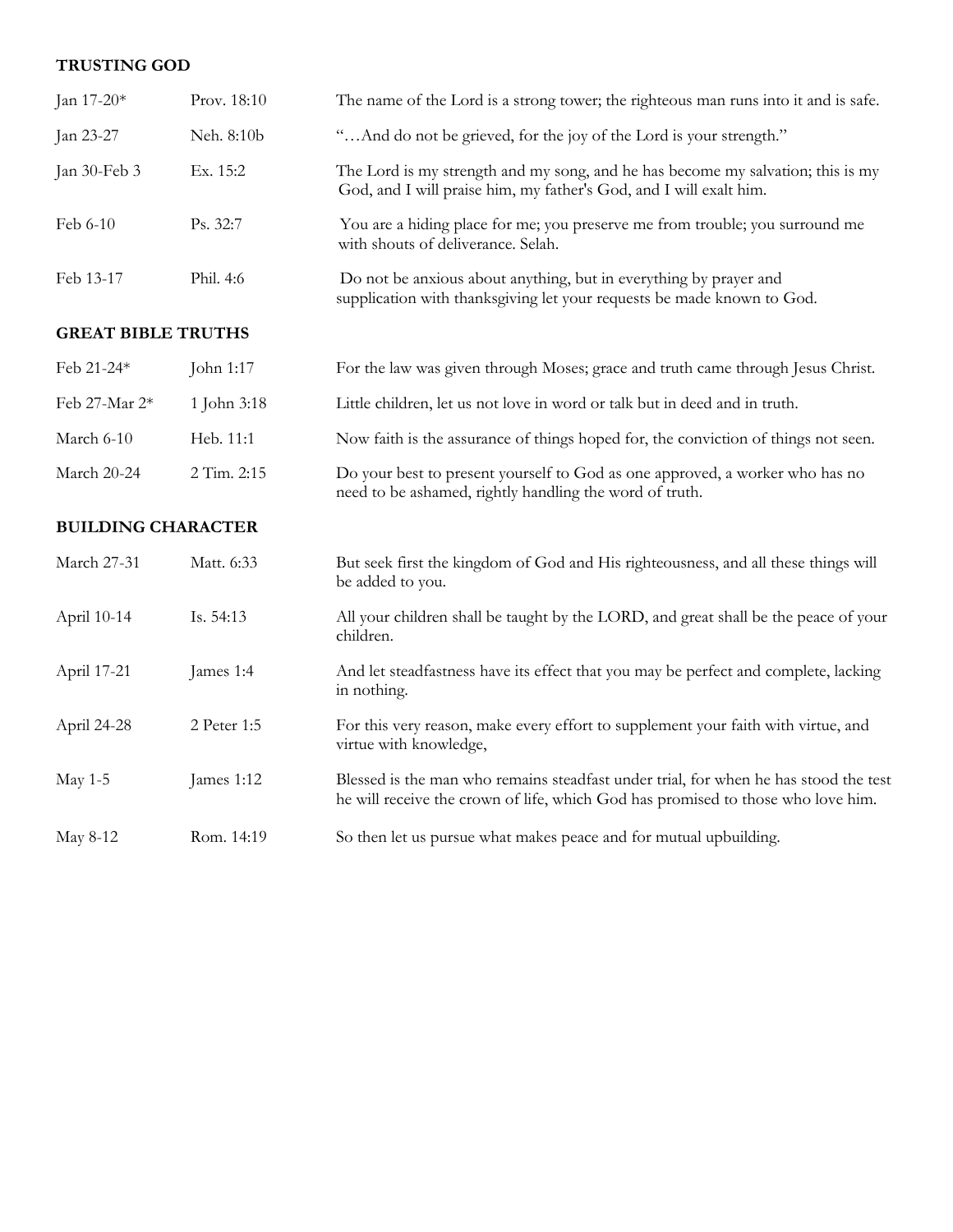## TRUSTING GOD

| | | |
|---|---|---|
| Jan 17-20* | Prov. 18:10 | The name of the Lord is a strong tower; the righteous man runs into it and is safe. |
| Jan 23-27 | Neh. 8:10b | "…And do not be grieved, for the joy of the Lord is your strength." |
| Jan 30-Feb 3 | Ex. 15:2 | The Lord is my strength and my song, and he has become my salvation; this is my God, and I will praise him, my father's God, and I will exalt him. |
| Feb 6-10 | Ps. 32:7 | You are a hiding place for me; you preserve me from trouble; you surround me with shouts of deliverance. Selah. |
| Feb 13-17 | Phil. 4:6 | Do not be anxious about anything, but in everything by prayer and supplication with thanksgiving let your requests be made known to God. |

## GREAT BIBLE TRUTHS

| | | |
|---|---|---|
| Feb 21-24* | John 1:17 | For the law was given through Moses; grace and truth came through Jesus Christ. |
| Feb 27-Mar 2* | 1 John 3:18 | Little children, let us not love in word or talk but in deed and in truth. |
| March 6-10 | Heb. 11:1 | Now faith is the assurance of things hoped for, the conviction of things not seen. |
| March 20-24 | 2 Tim. 2:15 | Do your best to present yourself to God as one approved, a worker who has no need to be ashamed, rightly handling the word of truth. |

## BUILDING CHARACTER

| | | |
|---|---|---|
| March 27-31 | Matt. 6:33 | But seek first the kingdom of God and His righteousness, and all these things will be added to you. |
| April 10-14 | Is. 54:13 | All your children shall be taught by the LORD, and great shall be the peace of your children. |
| April 17-21 | James 1:4 | And let steadfastness have its effect that you may be perfect and complete, lacking in nothing. |
| April 24-28 | 2 Peter 1:5 | For this very reason, make every effort to supplement your faith with virtue, and virtue with knowledge, |
| May 1-5 | James 1:12 | Blessed is the man who remains steadfast under trial, for when he has stood the test he will receive the crown of life, which God has promised to those who love him. |
| May 8-12 | Rom. 14:19 | So then let us pursue what makes peace and for mutual upbuilding. |